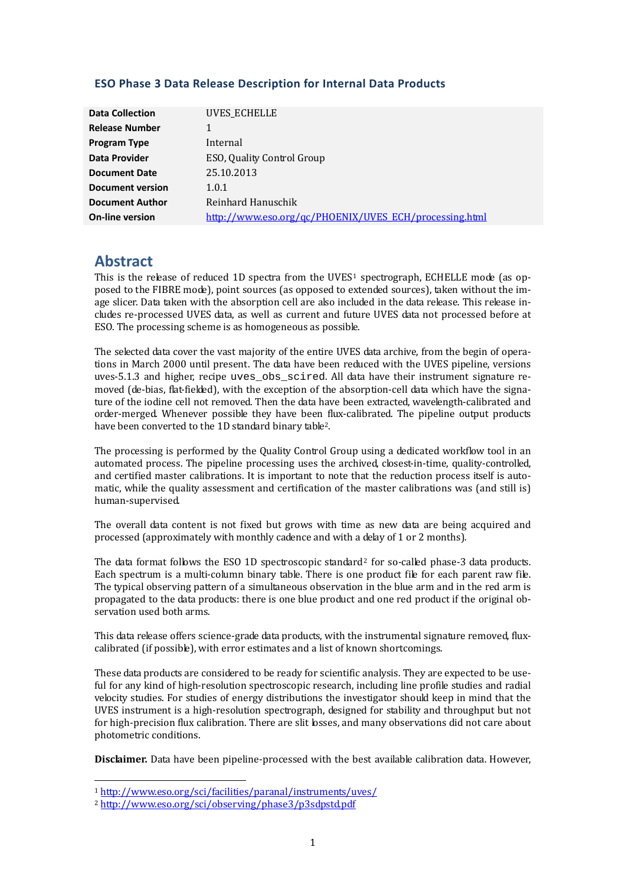### ESO Phase 3 Data Release Description for Internal Data Products

| | |
|---|---|
| **Data Collection** | UVES_ECHELLE |
| **Release Number** | 1 |
| **Program Type** | Internal |
| **Data Provider** | ESO, Quality Control Group |
| **Document Date** | 25.10.2013 |
| **Document version** | 1.0.1 |
| **Document Author** | Reinhard Hanuschik |
| **On-line version** | http://www.eso.org/qc/PHOENIX/UVES_ECH/processing.html |

## Abstract

This is the release of reduced 1D spectra from the UVES[1] spectrograph, ECHELLE mode (as opposed to the FIBRE mode), point sources (as opposed to extended sources), taken without the image slicer. Data taken with the absorption cell are also included in the data release. This release includes re-processed UVES data, as well as current and future UVES data not processed before at ESO. The processing scheme is as homogeneous as possible.

The selected data cover the vast majority of the entire UVES data archive, from the begin of operations in March 2000 until present. The data have been reduced with the UVES pipeline, versions uves-5.1.3 and higher, recipe `uves_obs_scired`. All data have their instrument signature removed (de-bias, flat-fielded), with the exception of the absorption-cell data which have the signature of the iodine cell not removed. Then the data have been extracted, wavelength-calibrated and order-merged. Whenever possible they have been flux-calibrated. The pipeline output products have been converted to the 1D standard binary table[2].

The processing is performed by the Quality Control Group using a dedicated workflow tool in an automated process. The pipeline processing uses the archived, closest-in-time, quality-controlled, and certified master calibrations. It is important to note that the reduction process itself is automatic, while the quality assessment and certification of the master calibrations was (and still is) human-supervised.

The overall data content is not fixed but grows with time as new data are being acquired and processed (approximately with monthly cadence and with a delay of 1 or 2 months).

The data format follows the ESO 1D spectroscopic standard[2] for so-called phase-3 data products. Each spectrum is a multi-column binary table. There is one product file for each parent raw file. The typical observing pattern of a simultaneous observation in the blue arm and in the red arm is propagated to the data products: there is one blue product and one red product if the original observation used both arms.

This data release offers science-grade data products, with the instrumental signature removed, flux-calibrated (if possible), with error estimates and a list of known shortcomings.

These data products are considered to be ready for scientific analysis. They are expected to be useful for any kind of high-resolution spectroscopic research, including line profile studies and radial velocity studies. For studies of energy distributions the investigator should keep in mind that the UVES instrument is a high-resolution spectrograph, designed for stability and throughput but not for high-precision flux calibration. There are slit losses, and many observations did not care about photometric conditions.

**Disclaimer.** Data have been pipeline-processed with the best available calibration data. However,

---

[1] http://www.eso.org/sci/facilities/paranal/instruments/uves/

[2] http://www.eso.org/sci/observing/phase3/p3sdpstd.pdf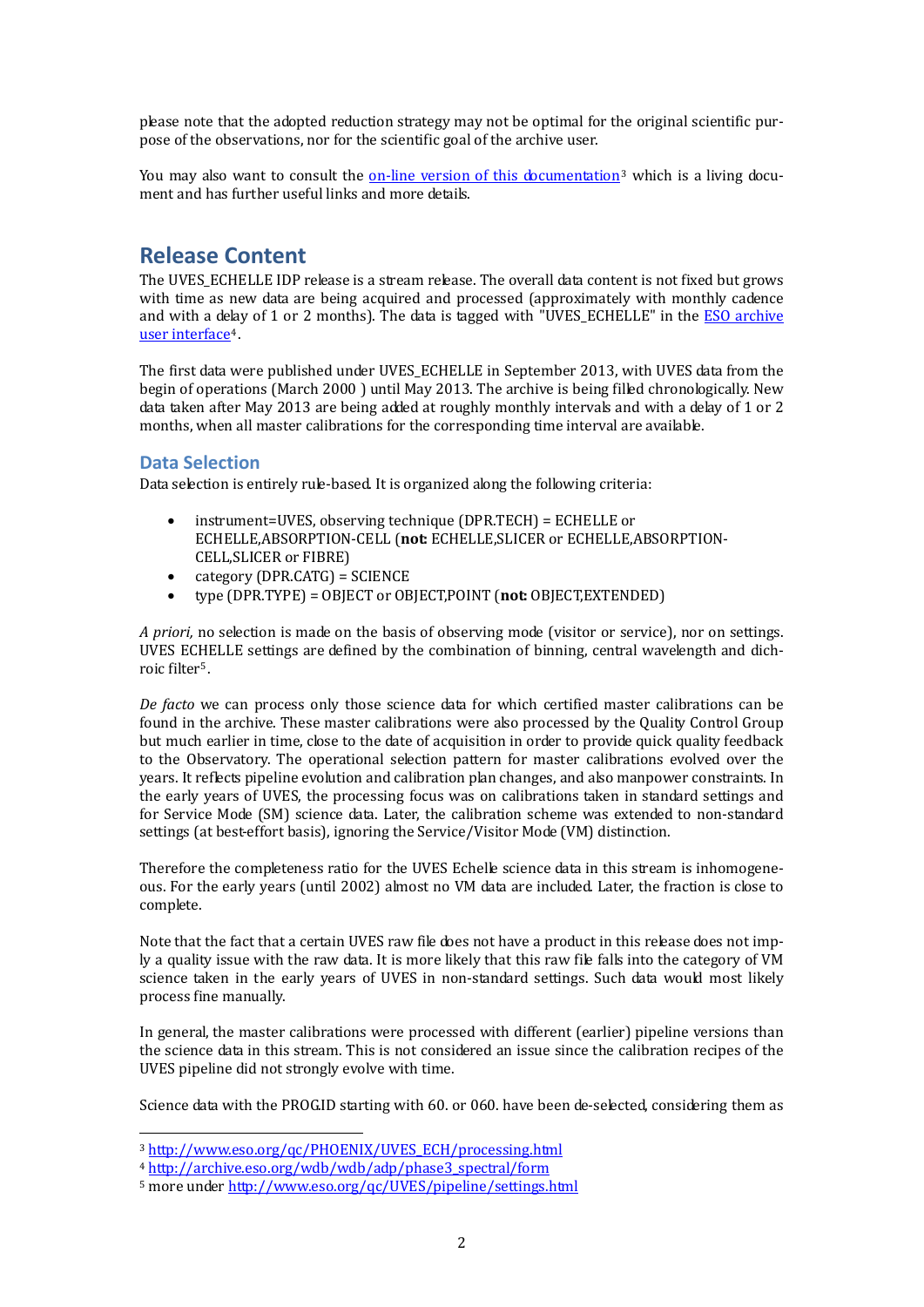please note that the adopted reduction strategy may not be optimal for the original scientific purpose of the observations, nor for the scientific goal of the archive user.

You may also want to consult the [on-line version of this documentation](http://www.eso.org/qc/PHOENIX/UVES_ECH/processing.html)[3] which is a living document and has further useful links and more details.

## Release Content

The UVES_ECHELLE IDP release is a stream release. The overall data content is not fixed but grows with time as new data are being acquired and processed (approximately with monthly cadence and with a delay of 1 or 2 months). The data is tagged with "UVES_ECHELLE" in the [ESO archive user interface](http://archive.eso.org/wdb/wdb/adp/phase3_spectral/form)[4].

The first data were published under UVES_ECHELLE in September 2013, with UVES data from the begin of operations (March 2000 ) until May 2013. The archive is being filled chronologically. New data taken after May 2013 are being added at roughly monthly intervals and with a delay of 1 or 2 months, when all master calibrations for the corresponding time interval are available.

### Data Selection

Data selection is entirely rule-based. It is organized along the following criteria:

- instrument=UVES, observing technique (DPR.TECH) = ECHELLE or ECHELLE,ABSORPTION-CELL (**not:** ECHELLE,SLICER or ECHELLE,ABSORPTION-CELL,SLICER or FIBRE)
- category (DPR.CATG) = SCIENCE
- type (DPR.TYPE) = OBJECT or OBJECT,POINT (**not:** OBJECT,EXTENDED)

*A priori*, no selection is made on the basis of observing mode (visitor or service), nor on settings. UVES ECHELLE settings are defined by the combination of binning, central wavelength and dichroic filter[5].

*De facto* we can process only those science data for which certified master calibrations can be found in the archive. These master calibrations were also processed by the Quality Control Group but much earlier in time, close to the date of acquisition in order to provide quick quality feedback to the Observatory. The operational selection pattern for master calibrations evolved over the years. It reflects pipeline evolution and calibration plan changes, and also manpower constraints. In the early years of UVES, the processing focus was on calibrations taken in standard settings and for Service Mode (SM) science data. Later, the calibration scheme was extended to non-standard settings (at best-effort basis), ignoring the Service/Visitor Mode (VM) distinction.

Therefore the completeness ratio for the UVES Echelle science data in this stream is inhomogeneous. For the early years (until 2002) almost no VM data are included. Later, the fraction is close to complete.

Note that the fact that a certain UVES raw file does not have a product in this release does not imply a quality issue with the raw data. It is more likely that this raw file falls into the category of VM science taken in the early years of UVES in non-standard settings. Such data would most likely process fine manually.

In general, the master calibrations were processed with different (earlier) pipeline versions than the science data in this stream. This is not considered an issue since the calibration recipes of the UVES pipeline did not strongly evolve with time.

Science data with the PROG.ID starting with 60. or 060. have been de-selected, considering them as

---

[3] http://www.eso.org/qc/PHOENIX/UVES_ECH/processing.html

[4] http://archive.eso.org/wdb/wdb/adp/phase3_spectral/form

[5] more under http://www.eso.org/qc/UVES/pipeline/settings.html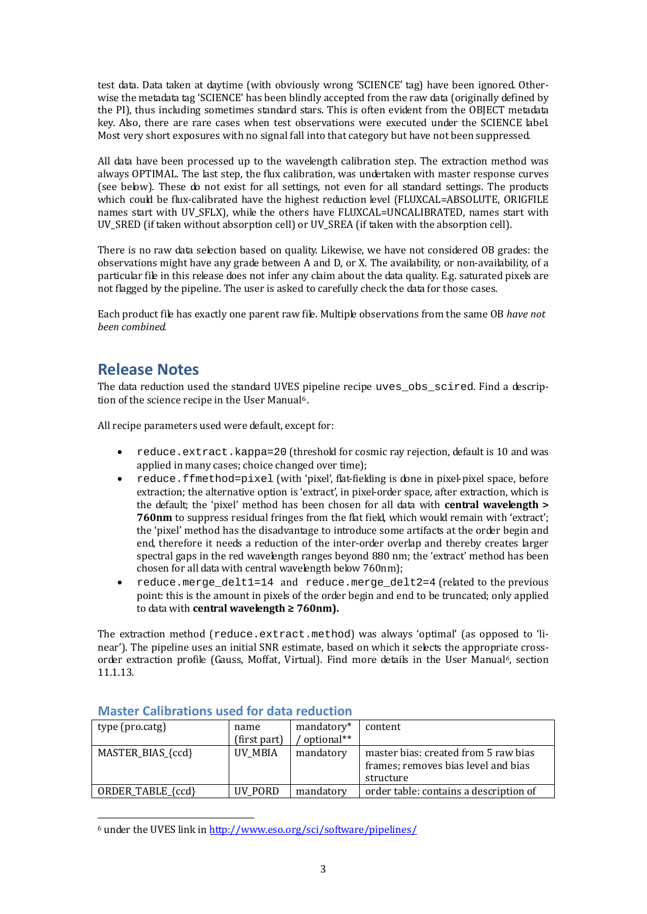test data. Data taken at daytime (with obviously wrong 'SCIENCE' tag) have been ignored. Otherwise the metadata tag 'SCIENCE' has been blindly accepted from the raw data (originally defined by the PI), thus including sometimes standard stars. This is often evident from the OBJECT metadata key. Also, there are rare cases when test observations were executed under the SCIENCE label. Most very short exposures with no signal fall into that category but have not been suppressed.

All data have been processed up to the wavelength calibration step. The extraction method was always OPTIMAL. The last step, the flux calibration, was undertaken with master response curves (see below). These do not exist for all settings, not even for all standard settings. The products which could be flux-calibrated have the highest reduction level (FLUXCAL=ABSOLUTE, ORIGFILE names start with UV_SFLX), while the others have FLUXCAL=UNCALIBRATED, names start with UV_SRED (if taken without absorption cell) or UV_SREA (if taken with the absorption cell).

There is no raw data selection based on quality. Likewise, we have not considered OB grades: the observations might have any grade between A and D, or X. The availability, or non-availability, of a particular file in this release does not infer any claim about the data quality. E.g. saturated pixels are not flagged by the pipeline. The user is asked to carefully check the data for those cases.

Each product file has exactly one parent raw file. Multiple observations from the same OB *have not been combined*.

## Release Notes

The data reduction used the standard UVES pipeline recipe `uves_obs_scired`. Find a description of the science recipe in the User Manual[6].

All recipe parameters used were default, except for:

- `reduce.extract.kappa=20` (threshold for cosmic ray rejection, default is 10 and was applied in many cases; choice changed over time);
- `reduce.ffmethod=pixel` (with 'pixel', flat-fielding is done in pixel-pixel space, before extraction; the alternative option is 'extract', in pixel-order space, after extraction, which is the default; the 'pixel' method has been chosen for all data with **central wavelength > 760nm** to suppress residual fringes from the flat field, which would remain with 'extract'; the 'pixel' method has the disadvantage to introduce some artifacts at the order begin and end, therefore it needs a reduction of the inter-order overlap and thereby creates larger spectral gaps in the red wavelength ranges beyond 880 nm; the 'extract' method has been chosen for all data with central wavelength below 760nm);
- `reduce.merge_delt1=14` and `reduce.merge_delt2=4` (related to the previous point: this is the amount in pixels of the order begin and end to be truncated; only applied to data with **central wavelength ≥ 760nm).**

The extraction method (`reduce.extract.method`) was always 'optimal' (as opposed to 'linear'). The pipeline uses an initial SNR estimate, based on which it selects the appropriate cross-order extraction profile (Gauss, Moffat, Virtual). Find more details in the User Manual[6], section 11.1.13.

### Master Calibrations used for data reduction

| type (pro.catg) | name (first part) | mandatory* / optional** | content |
|---|---|---|---|
| MASTER_BIAS_{ccd} | UV_MBIA | mandatory | master bias: created from 5 raw bias frames; removes bias level and bias structure |
| ORDER_TABLE_{ccd} | UV_PORD | mandatory | order table: contains a description of |

[6] under the UVES link in http://www.eso.org/sci/software/pipelines/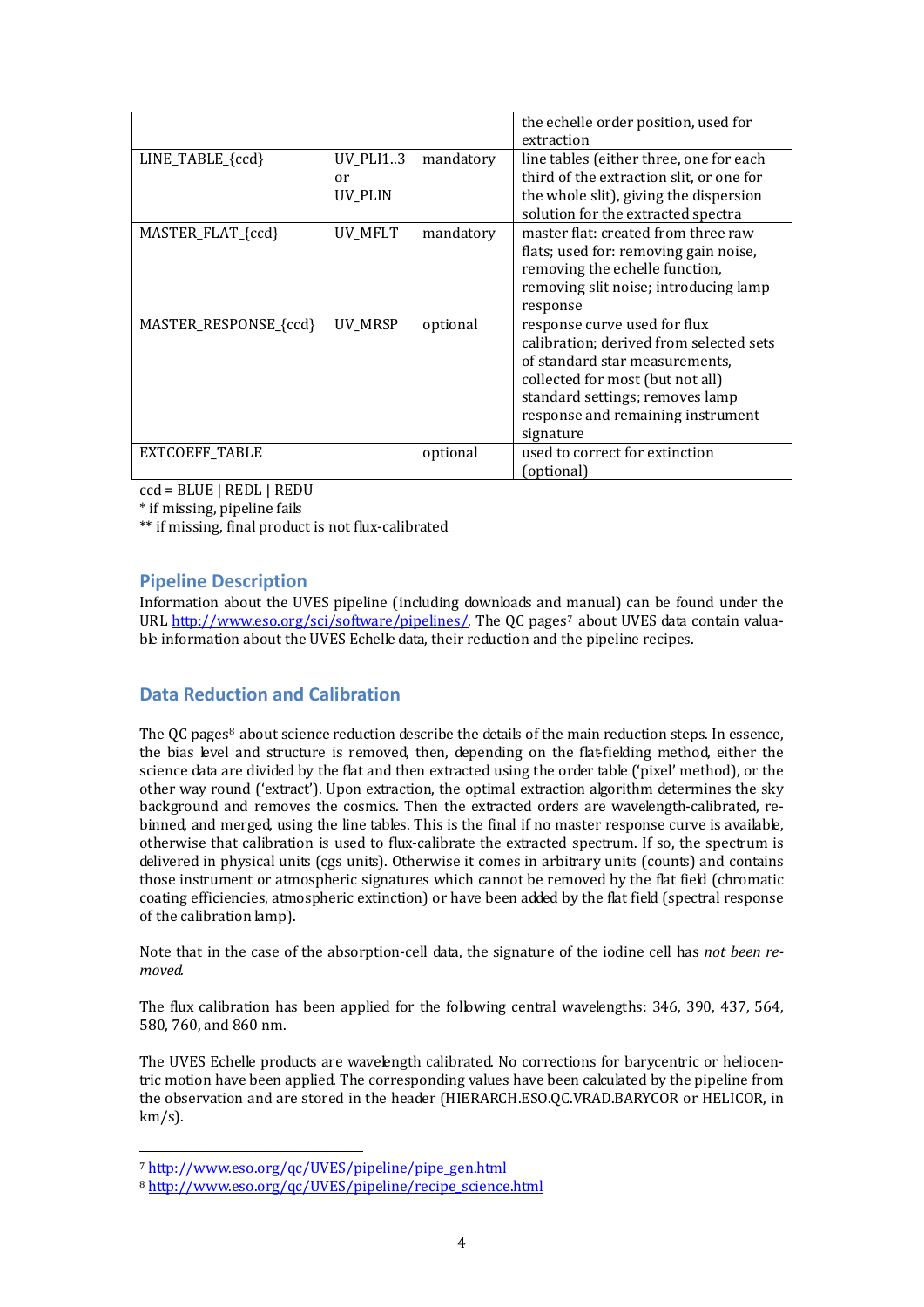| | | | |
|---|---|---|---|
| | | | the echelle order position, used for extraction |
| LINE_TABLE_{ccd} | UV_PLI1..3 or UV_PLIN | mandatory | line tables (either three, one for each third of the extraction slit, or one for the whole slit), giving the dispersion solution for the extracted spectra |
| MASTER_FLAT_{ccd} | UV_MFLT | mandatory | master flat: created from three raw flats; used for: removing gain noise, removing the echelle function, removing slit noise; introducing lamp response |
| MASTER_RESPONSE_{ccd} | UV_MRSP | optional | response curve used for flux calibration; derived from selected sets of standard star measurements, collected for most (but not all) standard settings; removes lamp response and remaining instrument signature |
| EXTCOEFF_TABLE | | optional | used to correct for extinction (optional) |

ccd = BLUE | REDL | REDU

* if missing, pipeline fails

** if missing, final product is not flux-calibrated

## Pipeline Description

Information about the UVES pipeline (including downloads and manual) can be found under the URL http://www.eso.org/sci/software/pipelines/. The QC pages[7] about UVES data contain valuable information about the UVES Echelle data, their reduction and the pipeline recipes.

## Data Reduction and Calibration

The QC pages[8] about science reduction describe the details of the main reduction steps. In essence, the bias level and structure is removed, then, depending on the flat-fielding method, either the science data are divided by the flat and then extracted using the order table ('pixel' method), or the other way round ('extract'). Upon extraction, the optimal extraction algorithm determines the sky background and removes the cosmics. Then the extracted orders are wavelength-calibrated, rebinned, and merged, using the line tables. This is the final if no master response curve is available, otherwise that calibration is used to flux-calibrate the extracted spectrum. If so, the spectrum is delivered in physical units (cgs units). Otherwise it comes in arbitrary units (counts) and contains those instrument or atmospheric signatures which cannot be removed by the flat field (chromatic coating efficiencies, atmospheric extinction) or have been added by the flat field (spectral response of the calibration lamp).

Note that in the case of the absorption-cell data, the signature of the iodine cell has *not been removed*.

The flux calibration has been applied for the following central wavelengths: 346, 390, 437, 564, 580, 760, and 860 nm.

The UVES Echelle products are wavelength calibrated. No corrections for barycentric or heliocentric motion have been applied. The corresponding values have been calculated by the pipeline from the observation and are stored in the header (HIERARCH.ESO.QC.VRAD.BARYCOR or HELICOR, in km/s).

[7] http://www.eso.org/qc/UVES/pipeline/pipe_gen.html

[8] http://www.eso.org/qc/UVES/pipeline/recipe_science.html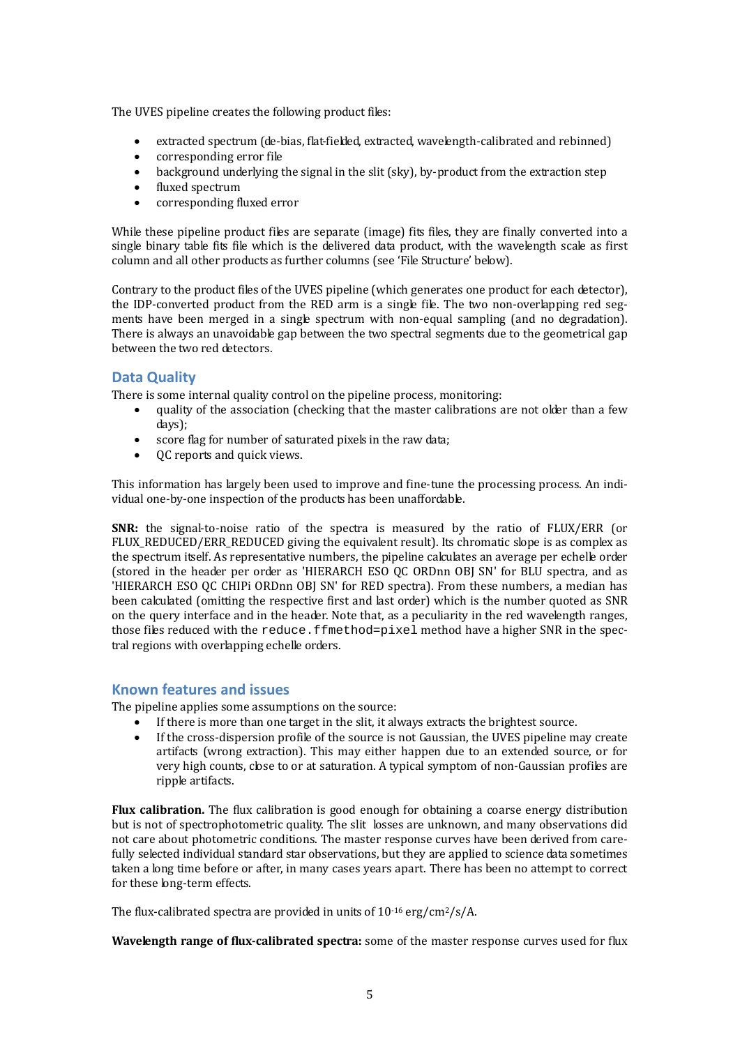The UVES pipeline creates the following product files:

- extracted spectrum (de-bias, flat-fielded, extracted, wavelength-calibrated and rebinned)
- corresponding error file
- background underlying the signal in the slit (sky), by-product from the extraction step
- fluxed spectrum
- corresponding fluxed error

While these pipeline product files are separate (image) fits files, they are finally converted into a single binary table fits file which is the delivered data product, with the wavelength scale as first column and all other products as further columns (see 'File Structure' below).

Contrary to the product files of the UVES pipeline (which generates one product for each detector), the IDP-converted product from the RED arm is a single file. The two non-overlapping red segments have been merged in a single spectrum with non-equal sampling (and no degradation). There is always an unavoidable gap between the two spectral segments due to the geometrical gap between the two red detectors.

## Data Quality

There is some internal quality control on the pipeline process, monitoring:

- quality of the association (checking that the master calibrations are not older than a few days);
- score flag for number of saturated pixels in the raw data;
- QC reports and quick views.

This information has largely been used to improve and fine-tune the processing process. An individual one-by-one inspection of the products has been unaffordable.

**SNR:** the signal-to-noise ratio of the spectra is measured by the ratio of FLUX/ERR (or FLUX_REDUCED/ERR_REDUCED giving the equivalent result). Its chromatic slope is as complex as the spectrum itself. As representative numbers, the pipeline calculates an average per echelle order (stored in the header per order as 'HIERARCH ESO QC ORDnn OBJ SN' for BLU spectra, and as 'HIERARCH ESO QC CHIPi ORDnn OBJ SN' for RED spectra). From these numbers, a median has been calculated (omitting the respective first and last order) which is the number quoted as SNR on the query interface and in the header. Note that, as a peculiarity in the red wavelength ranges, those files reduced with the `reduce.ffmethod=pixel` method have a higher SNR in the spectral regions with overlapping echelle orders.

## Known features and issues

The pipeline applies some assumptions on the source:

- If there is more than one target in the slit, it always extracts the brightest source.
- If the cross-dispersion profile of the source is not Gaussian, the UVES pipeline may create artifacts (wrong extraction). This may either happen due to an extended source, or for very high counts, close to or at saturation. A typical symptom of non-Gaussian profiles are ripple artifacts.

**Flux calibration.** The flux calibration is good enough for obtaining a coarse energy distribution but is not of spectrophotometric quality. The slit losses are unknown, and many observations did not care about photometric conditions. The master response curves have been derived from carefully selected individual standard star observations, but they are applied to science data sometimes taken a long time before or after, in many cases years apart. There has been no attempt to correct for these long-term effects.

The flux-calibrated spectra are provided in units of $10^{-16}$ erg/cm$^2$/s/A.

**Wavelength range of flux-calibrated spectra:** some of the master response curves used for flux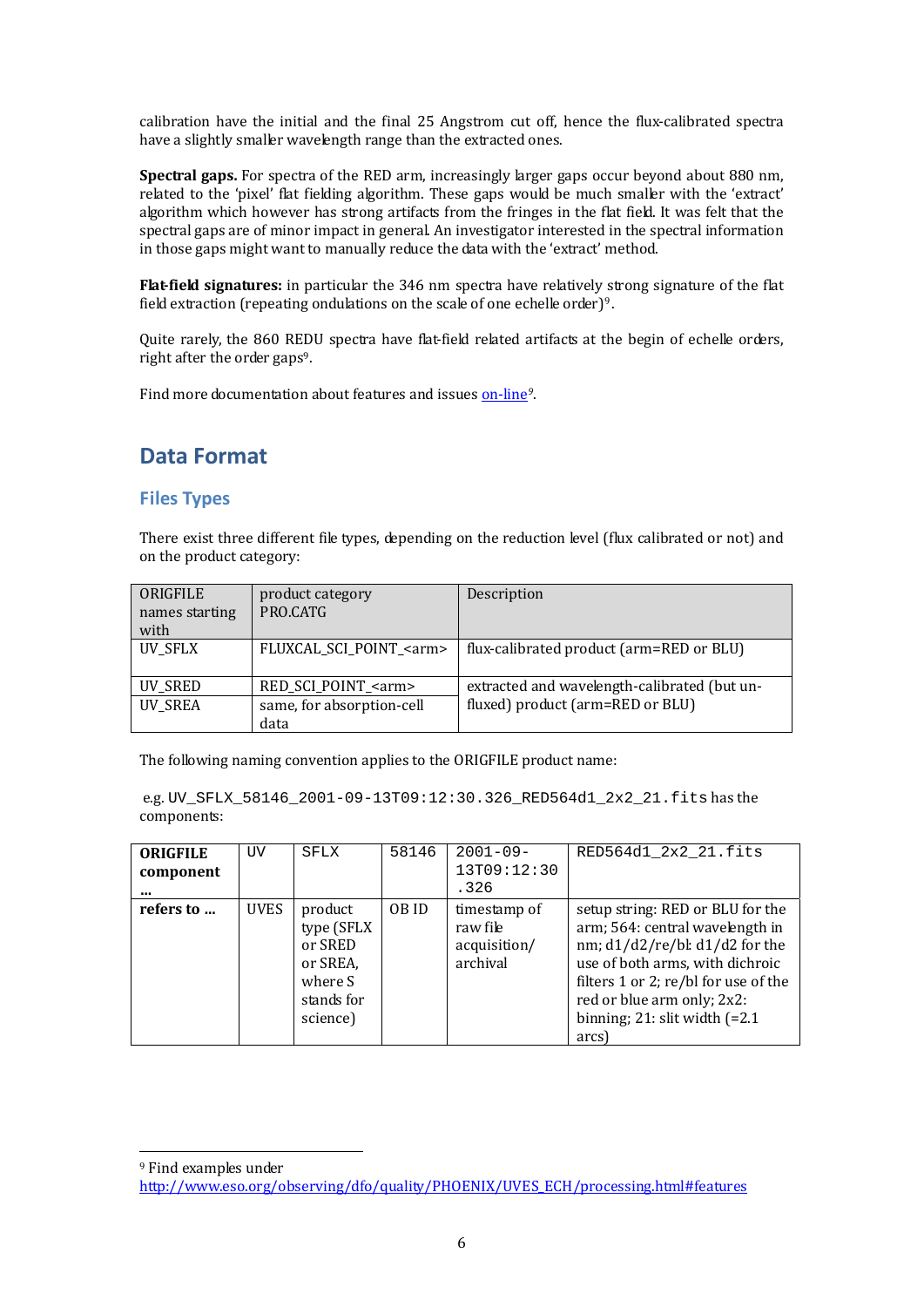calibration have the initial and the final 25 Angstrom cut off, hence the flux-calibrated spectra have a slightly smaller wavelength range than the extracted ones.

**Spectral gaps.** For spectra of the RED arm, increasingly larger gaps occur beyond about 880 nm, related to the 'pixel' flat fielding algorithm. These gaps would be much smaller with the 'extract' algorithm which however has strong artifacts from the fringes in the flat field. It was felt that the spectral gaps are of minor impact in general. An investigator interested in the spectral information in those gaps might want to manually reduce the data with the 'extract' method.

**Flat-field signatures:** in particular the 346 nm spectra have relatively strong signature of the flat field extraction (repeating ondulations on the scale of one echelle order)[9].

Quite rarely, the 860 REDU spectra have flat-field related artifacts at the begin of echelle orders, right after the order gaps[9].

Find more documentation about features and issues on-line[9].

## Data Format

### Files Types

There exist three different file types, depending on the reduction level (flux calibrated or not) and on the product category:

| ORIGFILE names starting with | product category PRO.CATG | Description |
|---|---|---|
| UV_SFLX | FLUXCAL_SCI_POINT_<arm> | flux-calibrated product (arm=RED or BLU) |
| UV_SRED | RED_SCI_POINT_<arm> | extracted and wavelength-calibrated (but un-fluxed) product (arm=RED or BLU) |
| UV_SREA | same, for absorption-cell data | |

The following naming convention applies to the ORIGFILE product name:

e.g. `UV_SFLX_58146_2001-09-13T09:12:30.326_RED564d1_2x2_21.fits` has the components:

| **ORIGFILE component ...** | UV | SFLX | 58146 | 2001-09-13T09:12:30.326 | RED564d1_2x2_21.fits |
|---|---|---|---|---|---|
| **refers to ...** | UVES | product type (SFLX or SRED or SREA, where S stands for science) | OB ID | timestamp of raw file acquisition/ archival | setup string: RED or BLU for the arm; 564: central wavelength in nm; d1/d2/re/bl: d1/d2 for the use of both arms, with dichroic filters 1 or 2; re/bl for use of the red or blue arm only; 2x2: binning; 21: slit width (=2.1 arcs) |

[9] Find examples under http://www.eso.org/observing/dfo/quality/PHOENIX/UVES_ECH/processing.html#features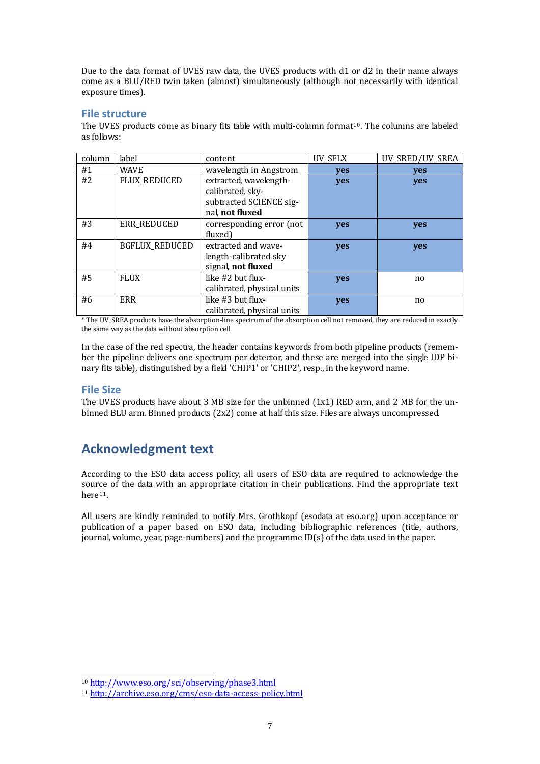Due to the data format of UVES raw data, the UVES products with d1 or d2 in their name always come as a BLU/RED twin taken (almost) simultaneously (although not necessarily with identical exposure times).

### File structure

The UVES products come as binary fits table with multi-column format[10]. The columns are labeled as follows:

| column | label | content | UV_SFLX | UV_SRED/UV_SREA |
|---|---|---|---|---|
| #1 | WAVE | wavelength in Angstrom | **yes** | **yes** |
| #2 | FLUX_REDUCED | extracted, wavelength-calibrated, sky-subtracted SCIENCE signal, **not fluxed** | **yes** | **yes** |
| #3 | ERR_REDUCED | corresponding error (not fluxed) | **yes** | **yes** |
| #4 | BGFLUX_REDUCED | extracted and wavelength-calibrated sky signal, **not fluxed** | **yes** | **yes** |
| #5 | FLUX | like #2 but flux-calibrated, physical units | **yes** | no |
| #6 | ERR | like #3 but flux-calibrated, physical units | **yes** | no |

* The UV_SREA products have the absorption-line spectrum of the absorption cell not removed, they are reduced in exactly the same way as the data without absorption cell.

In the case of the red spectra, the header contains keywords from both pipeline products (remember the pipeline delivers one spectrum per detector, and these are merged into the single IDP binary fits table), distinguished by a field 'CHIP1' or 'CHIP2', resp., in the keyword name.

### File Size

The UVES products have about 3 MB size for the unbinned (1x1) RED arm, and 2 MB for the unbinned BLU arm. Binned products (2x2) come at half this size. Files are always uncompressed.

## Acknowledgment text

According to the ESO data access policy, all users of ESO data are required to acknowledge the source of the data with an appropriate citation in their publications. Find the appropriate text here[11].

All users are kindly reminded to notify Mrs. Grothkopf (esodata at eso.org) upon acceptance or publication of a paper based on ESO data, including bibliographic references (title, authors, journal, volume, year, page-numbers) and the programme ID(s) of the data used in the paper.

[10] http://www.eso.org/sci/observing/phase3.html

[11] http://archive.eso.org/cms/eso-data-access-policy.html